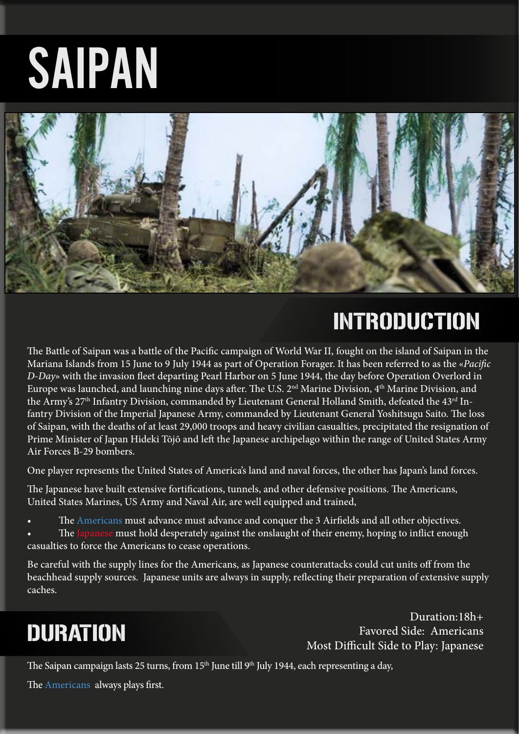# SAIPAN

## INTRODUCTION

The Battle of Saipan was a battle of the Pacific campaign of World War II, fought on the island of Saipan in the Mariana Islands from 15 June to 9 July 1944 as part of Operation Forager. It has been referred to as the «*Pacific D-Day*» with the invasion fleet departing Pearl Harbor on 5 June 1944, the day before Operation Overlord in Europe was launched, and launching nine days after. The U.S. 2nd Marine Division, 4th Marine Division, and the Army's 27th Infantry Division, commanded by Lieutenant General Holland Smith, defeated the 43rd Infantry Division of the Imperial Japanese Army, commanded by Lieutenant General Yoshitsugu Saito. The loss of Saipan, with the deaths of at least 29,000 troops and heavy civilian casualties, precipitated the resignation of Prime Minister of Japan Hideki Tōjō and left the Japanese archipelago within the range of United States Army Air Forces B-29 bombers.

One player represents the United States of America's land and naval forces, the other has Japan's land forces.

The Japanese have built extensive fortifications, tunnels, and other defensive positions. The Americans, United States Marines, US Army and Naval Air, are well equipped and trained,

- The Americans must advance must advance and conquer the 3 Airfields and all other objectives.
- The Japanese must hold desperately against the onslaught of their enemy, hoping to inflict enough casualties to force the Americans to cease operations.

Be careful with the supply lines for the Americans, as Japanese counterattacks could cut units off from the beachhead supply sources. Japanese units are always in supply, reflecting their preparation of extensive supply caches.

## DURATION

Duration:18h+
Favored Side: Americans
Most Difficult Side to Play: Japanese

The Saipan campaign lasts 25 turns, from 15th June till 9th July 1944, each representing a day,

The Americans always plays first.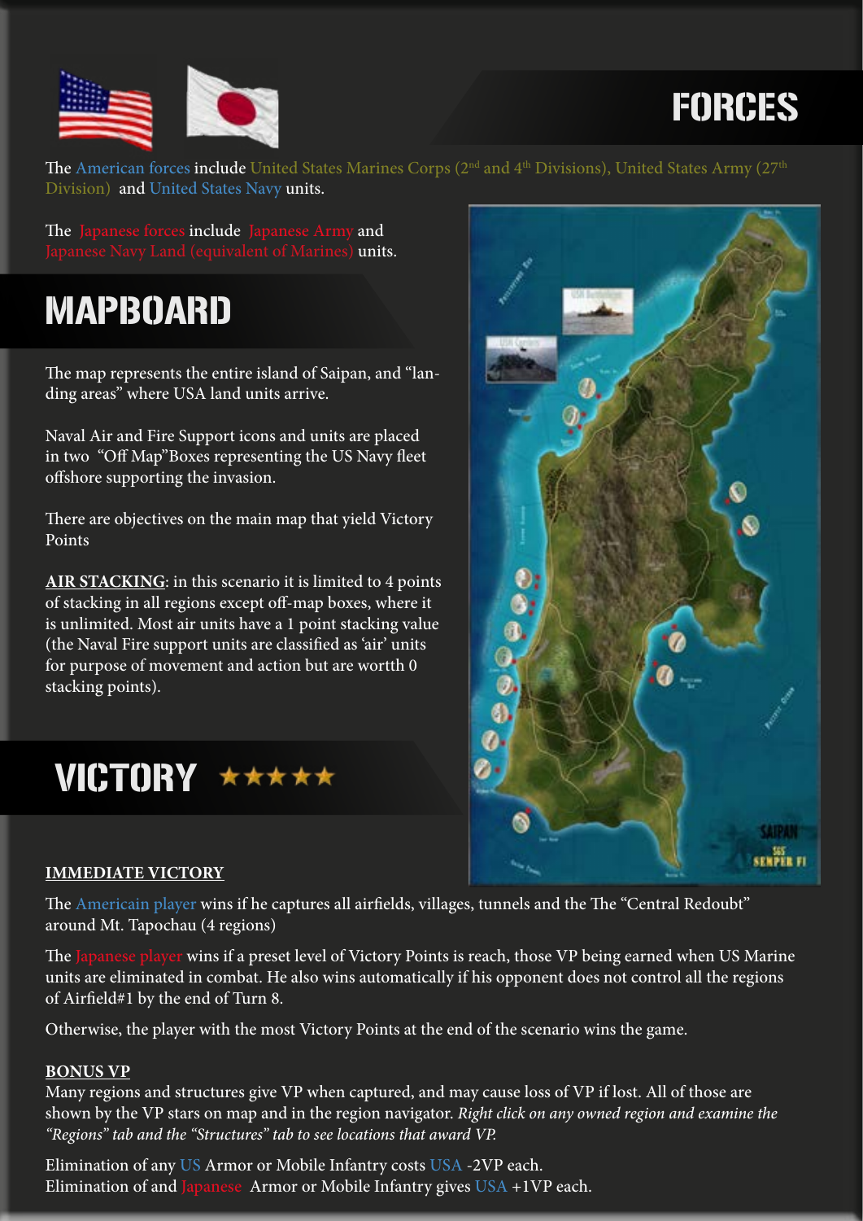# FORCES

The American forces include United States Marines Corps (2nd and 4th Divisions), United States Army (27th Division) and United States Navy units.

The Japanese forces include Japanese Army and Japanese Navy Land (equivalent of Marines) units.

# MAPBOARD

The map represents the entire island of Saipan, and "landing areas" where USA land units arrive.

Naval Air and Fire Support icons and units are placed in two "Off Map"Boxes representing the US Navy fleet offshore supporting the invasion.

There are objectives on the main map that yield Victory Points

**AIR STACKING**: in this scenario it is limited to 4 points of stacking in all regions except off-map boxes, where it is unlimited. Most air units have a 1 point stacking value (the Naval Fire support units are classified as 'air' units for purpose of movement and action but are worth 0 stacking points).

# VICTORY ★★★★★

**IMMEDIATE VICTORY**

The Americain player wins if he captures all airfields, villages, tunnels and the The "Central Redoubt" around Mt. Tapochau (4 regions)

The Japanese player wins if a preset level of Victory Points is reach, those VP being earned when US Marine units are eliminated in combat. He also wins automatically if his opponent does not control all the regions of Airfield#1 by the end of Turn 8.

Otherwise, the player with the most Victory Points at the end of the scenario wins the game.

**BONUS VP**

Many regions and structures give VP when captured, and may cause loss of VP if lost. All of those are shown by the VP stars on map and in the region navigator. *Right click on any owned region and examine the "Regions" tab and the "Structures" tab to see locations that award VP.*

Elimination of any US Armor or Mobile Infantry costs USA -2VP each.
Elimination of and Japanese Armor or Mobile Infantry gives USA +1VP each.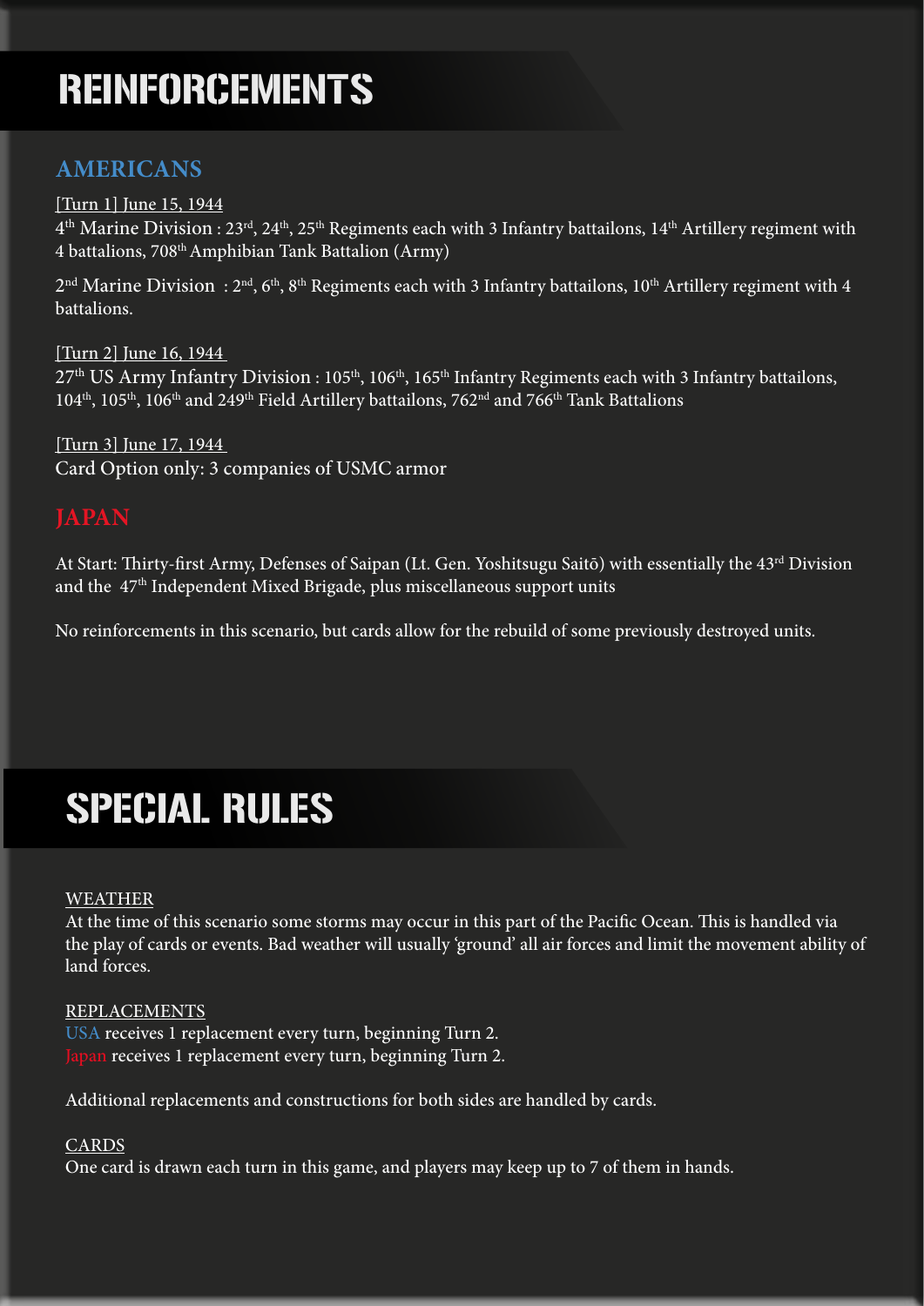# REINFORCEMENTS

## AMERICANS

[Turn 1] June 15, 1944
4th Marine Division : 23rd, 24th, 25th Regiments each with 3 Infantry battalions, 14th Artillery regiment with 4 battalions, 708th Amphibian Tank Battalion (Army)

2nd Marine Division : 2nd, 6th, 8th Regiments each with 3 Infantry battalions, 10th Artillery regiment with 4 battalions.

[Turn 2] June 16, 1944
27th US Army Infantry Division : 105th, 106th, 165th Infantry Regiments each with 3 Infantry battalions, 104th, 105th, 106th and 249th Field Artillery battalions, 762nd and 766th Tank Battalions

[Turn 3] June 17, 1944
Card Option only: 3 companies of USMC armor

## JAPAN

At Start: Thirty-first Army, Defenses of Saipan (Lt. Gen. Yoshitsugu Saitō) with essentially the 43rd Division and the 47th Independent Mixed Brigade, plus miscellaneous support units

No reinforcements in this scenario, but cards allow for the rebuild of some previously destroyed units.

# SPECIAL RULES

WEATHER
At the time of this scenario some storms may occur in this part of the Pacific Ocean. This is handled via the play of cards or events. Bad weather will usually 'ground' all air forces and limit the movement ability of land forces.

REPLACEMENTS
USA receives 1 replacement every turn, beginning Turn 2.
Japan receives 1 replacement every turn, beginning Turn 2.

Additional replacements and constructions for both sides are handled by cards.

CARDS
One card is drawn each turn in this game, and players may keep up to 7 of them in hands.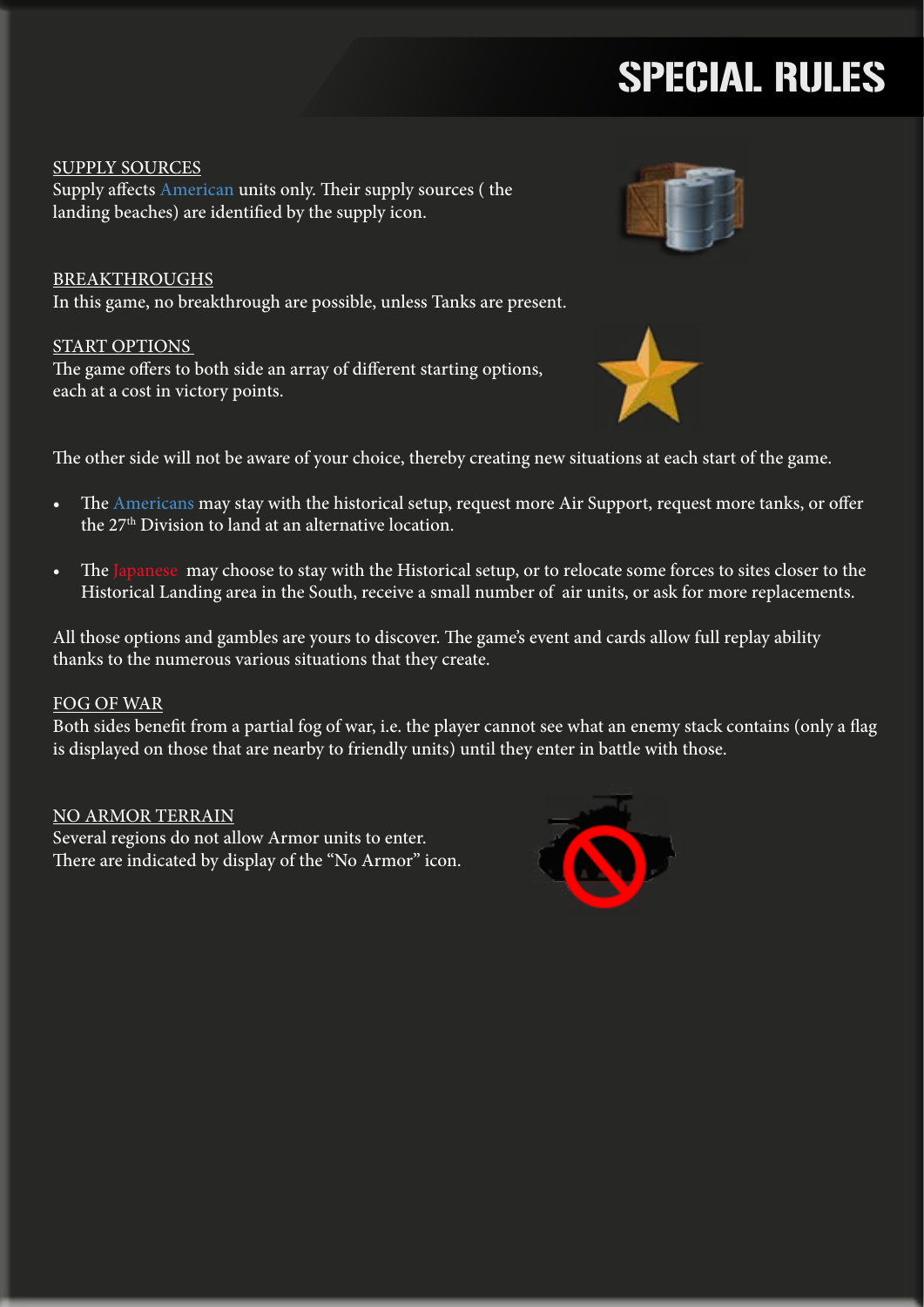# SPECIAL RULES

## SUPPLY SOURCES

Supply affects American units only. Their supply sources ( the landing beaches) are identified by the supply icon.

## BREAKTHROUGHS

In this game, no breakthrough are possible, unless Tanks are present.

## START OPTIONS

The game offers to both side an array of different starting options, each at a cost in victory points.

The other side will not be aware of your choice, thereby creating new situations at each start of the game.

- The Americans may stay with the historical setup, request more Air Support, request more tanks, or offer the 27th Division to land at an alternative location.
- The Japanese may choose to stay with the Historical setup, or to relocate some forces to sites closer to the Historical Landing area in the South, receive a small number of air units, or ask for more replacements.

All those options and gambles are yours to discover. The game's event and cards allow full replay ability thanks to the numerous various situations that they create.

## FOG OF WAR

Both sides benefit from a partial fog of war, i.e. the player cannot see what an enemy stack contains (only a flag is displayed on those that are nearby to friendly units) until they enter in battle with those.

## NO ARMOR TERRAIN

Several regions do not allow Armor units to enter.
There are indicated by display of the "No Armor" icon.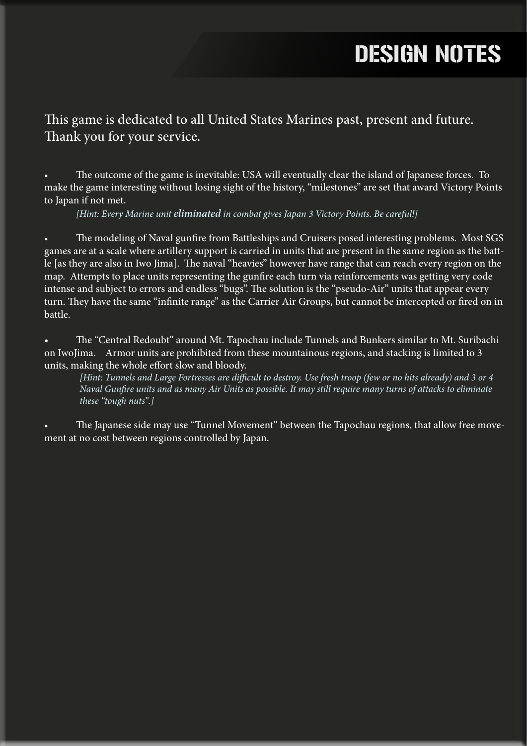# DESIGN NOTES

This game is dedicated to all United States Marines past, present and future. Thank you for your service.

- The outcome of the game is inevitable: USA will eventually clear the island of Japanese forces. To make the game interesting without losing sight of the history, "milestones" are set that award Victory Points to Japan if not met.

  *[Hint: Every Marine unit **eliminated** in combat gives Japan 3 Victory Points. Be careful!]*

- The modeling of Naval gunfire from Battleships and Cruisers posed interesting problems. Most SGS games are at a scale where artillery support is carried in units that are present in the same region as the battle [as they are also in Iwo Jima]. The naval "heavies" however have range that can reach every region on the map. Attempts to place units representing the gunfire each turn via reinforcements was getting very code intense and subject to errors and endless "bugs". The solution is the "pseudo-Air" units that appear every turn. They have the same "infinite range" as the Carrier Air Groups, but cannot be intercepted or fired on in battle.

- The "Central Redoubt" around Mt. Tapochau include Tunnels and Bunkers similar to Mt. Suribachi on IwoJima. Armor units are prohibited from these mountainous regions, and stacking is limited to 3 units, making the whole effort slow and bloody.

  *[Hint: Tunnels and Large Fortresses are difficult to destroy. Use fresh troop (few or no hits already) and 3 or 4 Naval Gunfire units and as many Air Units as possible. It may still require many turns of attacks to eliminate these "tough nuts".]*

- The Japanese side may use "Tunnel Movement" between the Tapochau regions, that allow free movement at no cost between regions controlled by Japan.